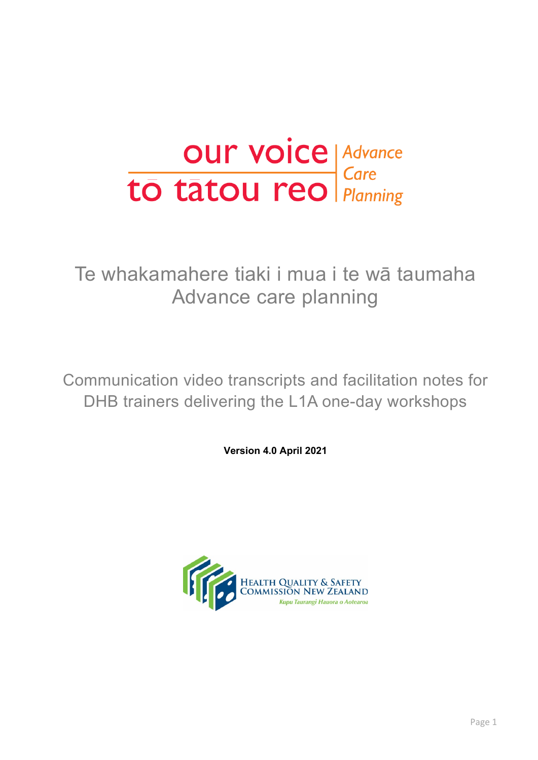our voice | Advance Care Planning
tō tātou reo

# Te whakamahere tiaki i mua i te wā taumaha
# Advance care planning

## Communication video transcripts and facilitation notes for DHB trainers delivering the L1A one-day workshops

**Version 4.0 April 2021**

Health Quality & Safety Commission New Zealand
*Kupu Taurangi Hauora o Aotearoa*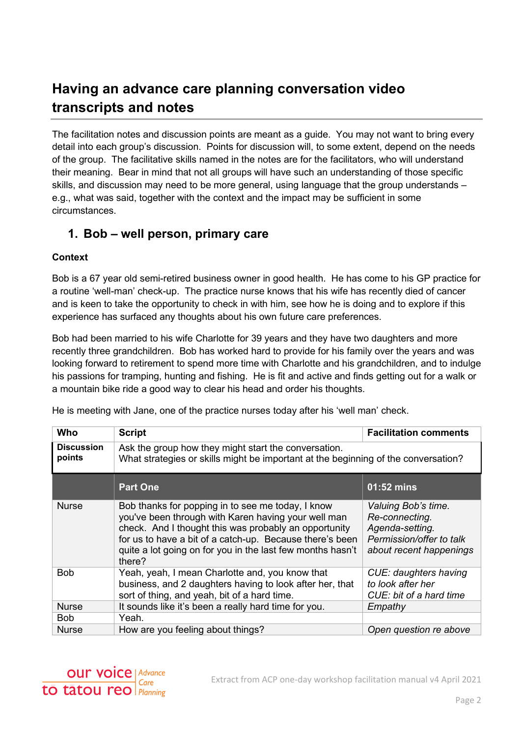# Having an advance care planning conversation video transcripts and notes

The facilitation notes and discussion points are meant as a guide. You may not want to bring every detail into each group's discussion. Points for discussion will, to some extent, depend on the needs of the group. The facilitative skills named in the notes are for the facilitators, who will understand their meaning. Bear in mind that not all groups will have such an understanding of those specific skills, and discussion may need to be more general, using language that the group understands – e.g., what was said, together with the context and the impact may be sufficient in some circumstances.

## 1. Bob – well person, primary care

### Context

Bob is a 67 year old semi-retired business owner in good health. He has come to his GP practice for a routine 'well-man' check-up. The practice nurse knows that his wife has recently died of cancer and is keen to take the opportunity to check in with him, see how he is doing and to explore if this experience has surfaced any thoughts about his own future care preferences.

Bob had been married to his wife Charlotte for 39 years and they have two daughters and more recently three grandchildren. Bob has worked hard to provide for his family over the years and was looking forward to retirement to spend more time with Charlotte and his grandchildren, and to indulge his passions for tramping, hunting and fishing. He is fit and active and finds getting out for a walk or a mountain bike ride a good way to clear his head and order his thoughts.

He is meeting with Jane, one of the practice nurses today after his 'well man' check.

| Who | Script | Facilitation comments |
|---|---|---|
| **Discussion points** | Ask the group how they might start the conversation.<br>What strategies or skills might be important at the beginning of the conversation? | |
| | **Part One** | **01:52 mins** |
| Nurse | Bob thanks for popping in to see me today, I know you've been through with Karen having your well man check. And I thought this was probably an opportunity for us to have a bit of a catch-up. Because there's been quite a lot going on for you in the last few months hasn't there? | *Valuing Bob's time.*<br>*Re-connecting.*<br>*Agenda-setting.*<br>*Permission/offer to talk about recent happenings* |
| Bob | Yeah, yeah, I mean Charlotte and, you know that business, and 2 daughters having to look after her, that sort of thing, and yeah, bit of a hard time. | *CUE: daughters having to look after her*<br>*CUE: bit of a hard time* |
| Nurse | It sounds like it's been a really hard time for you. | *Empathy* |
| Bob | Yeah. | |
| Nurse | How are you feeling about things? | *Open question re above* |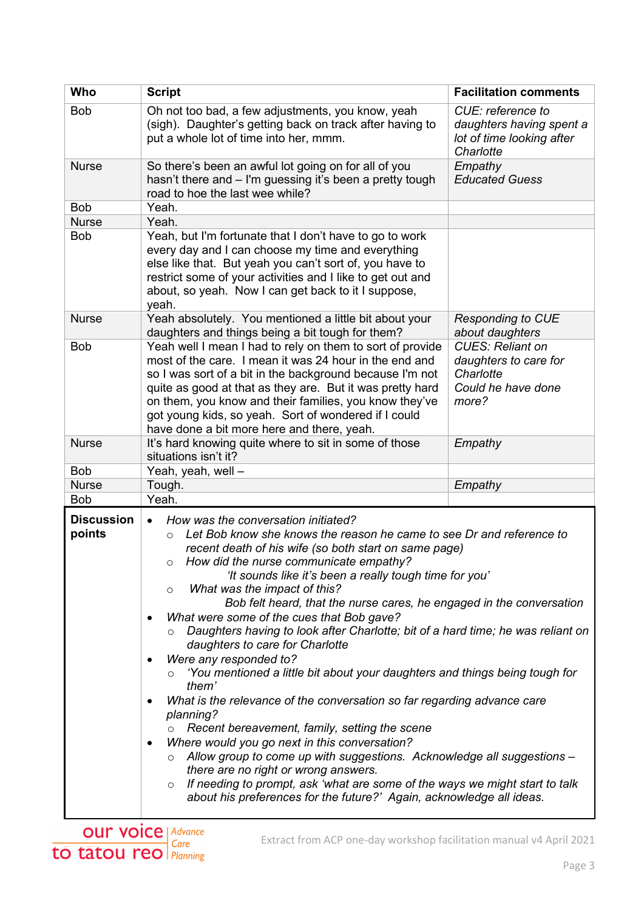| Who | Script | Facilitation comments |
|---|---|---|
| Bob | Oh not too bad, a few adjustments, you know, yeah (sigh). Daughter's getting back on track after having to put a whole lot of time into her, mmm. | *CUE: reference to daughters having spent a lot of time looking after Charlotte* |
| Nurse | So there's been an awful lot going on for all of you hasn't there and – I'm guessing it's been a pretty tough road to hoe the last wee while? | *Empathy*<br>*Educated Guess* |
| Bob | Yeah. | |
| Nurse | Yeah. | |
| Bob | Yeah, but I'm fortunate that I don't have to go to work every day and I can choose my time and everything else like that. But yeah you can't sort of, you have to restrict some of your activities and I like to get out and about, so yeah. Now I can get back to it I suppose, yeah. | |
| Nurse | Yeah absolutely. You mentioned a little bit about your daughters and things being a bit tough for them? | *Responding to CUE about daughters* |
| Bob | Yeah well I mean I had to rely on them to sort of provide most of the care. I mean it was 24 hour in the end and so I was sort of a bit in the background because I'm not quite as good at that as they are. But it was pretty hard on them, you know and their families, you know they've got young kids, so yeah. Sort of wondered if I could have done a bit more here and there, yeah. | *CUES: Reliant on daughters to care for Charlotte*<br>*Could he have done more?* |
| Nurse | It's hard knowing quite where to sit in some of those situations isn't it? | *Empathy* |
| Bob | Yeah, yeah, well – | |
| Nurse | Tough. | *Empathy* |
| Bob | Yeah. | |
| **Discussion points** | • *How was the conversation initiated?*<br>  ○ *Let Bob know she knows the reason he came to see Dr and reference to recent death of his wife (so both start on same page)*<br>  ○ *How did the nurse communicate empathy?*<br>    *'It sounds like it's been a really tough time for you'*<br>  ○ *What was the impact of this?*<br>    *Bob felt heard, that the nurse cares, he engaged in the conversation*<br>• *What were some of the cues that Bob gave?*<br>  ○ *Daughters having to look after Charlotte; bit of a hard time; he was reliant on daughters to care for Charlotte*<br>• *Were any responded to?*<br>  ○ *'You mentioned a little bit about your daughters and things being tough for them'*<br>• *What is the relevance of the conversation so far regarding advance care planning?*<br>  ○ *Recent bereavement, family, setting the scene*<br>• *Where would you go next in this conversation?*<br>  ○ *Allow group to come up with suggestions. Acknowledge all suggestions – there are no right or wrong answers.*<br>  ○ *If needing to prompt, ask 'what are some of the ways we might start to talk about his preferences for the future?' Again, acknowledge all ideas.* | |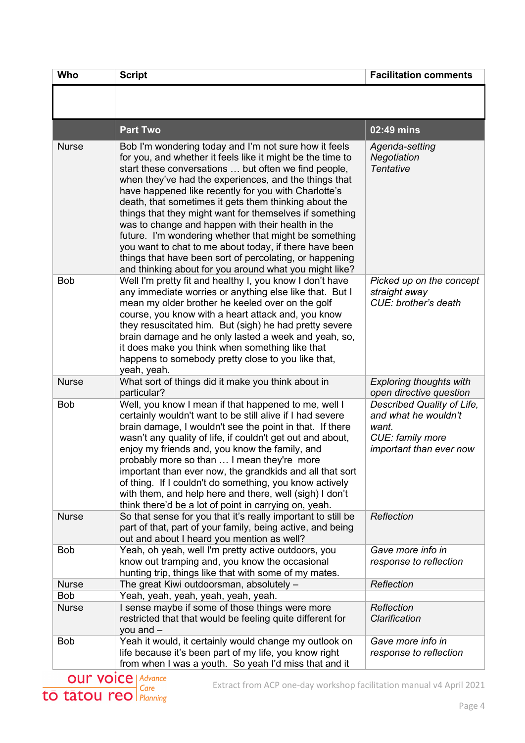| Who | Script | Facilitation comments |
|---|---|---|
| | | |
| | **Part Two** | **02:49 mins** |
| Nurse | Bob I'm wondering today and I'm not sure how it feels for you, and whether it feels like it might be the time to start these conversations … but often we find people, when they've had the experiences, and the things that have happened like recently for you with Charlotte's death, that sometimes it gets them thinking about the things that they might want for themselves if something was to change and happen with their health in the future. I'm wondering whether that might be something you want to chat to me about today, if there have been things that have been sort of percolating, or happening and thinking about for you around what you might like? | *Agenda-setting Negotiation Tentative* |
| Bob | Well I'm pretty fit and healthy I, you know I don't have any immediate worries or anything else like that. But I mean my older brother he keeled over on the golf course, you know with a heart attack and, you know they resuscitated him. But (sigh) he had pretty severe brain damage and he only lasted a week and yeah, so, it does make you think when something like that happens to somebody pretty close to you like that, yeah, yeah. | *Picked up on the concept straight away* *CUE: brother's death* |
| Nurse | What sort of things did it make you think about in particular? | *Exploring thoughts with open directive question* |
| Bob | Well, you know I mean if that happened to me, well I certainly wouldn't want to be still alive if I had severe brain damage, I wouldn't see the point in that. If there wasn't any quality of life, if couldn't get out and about, enjoy my friends and, you know the family, and probably more so than … I mean they're more important than ever now, the grandkids and all that sort of thing. If I couldn't do something, you know actively with them, and help here and there, well (sigh) I don't think there'd be a lot of point in carrying on, yeah. | *Described Quality of Life, and what he wouldn't want.* *CUE: family more important than ever now* |
| Nurse | So that sense for you that it's really important to still be part of that, part of your family, being active, and being out and about I heard you mention as well? | *Reflection* |
| Bob | Yeah, oh yeah, well I'm pretty active outdoors, you know out tramping and, you know the occasional hunting trip, things like that with some of my mates. | *Gave more info in response to reflection* |
| Nurse | The great Kiwi outdoorsman, absolutely – | *Reflection* |
| Bob | Yeah, yeah, yeah, yeah, yeah, yeah. | |
| Nurse | I sense maybe if some of those things were more restricted that that would be feeling quite different for you and – | *Reflection* *Clarification* |
| Bob | Yeah it would, it certainly would change my outlook on life because it's been part of my life, you know right from when I was a youth. So yeah I'd miss that and it | *Gave more info in response to reflection* |

our voice to tātou reo | Advance Care Planning

Extract from ACP one-day workshop facilitation manual v4 April 2021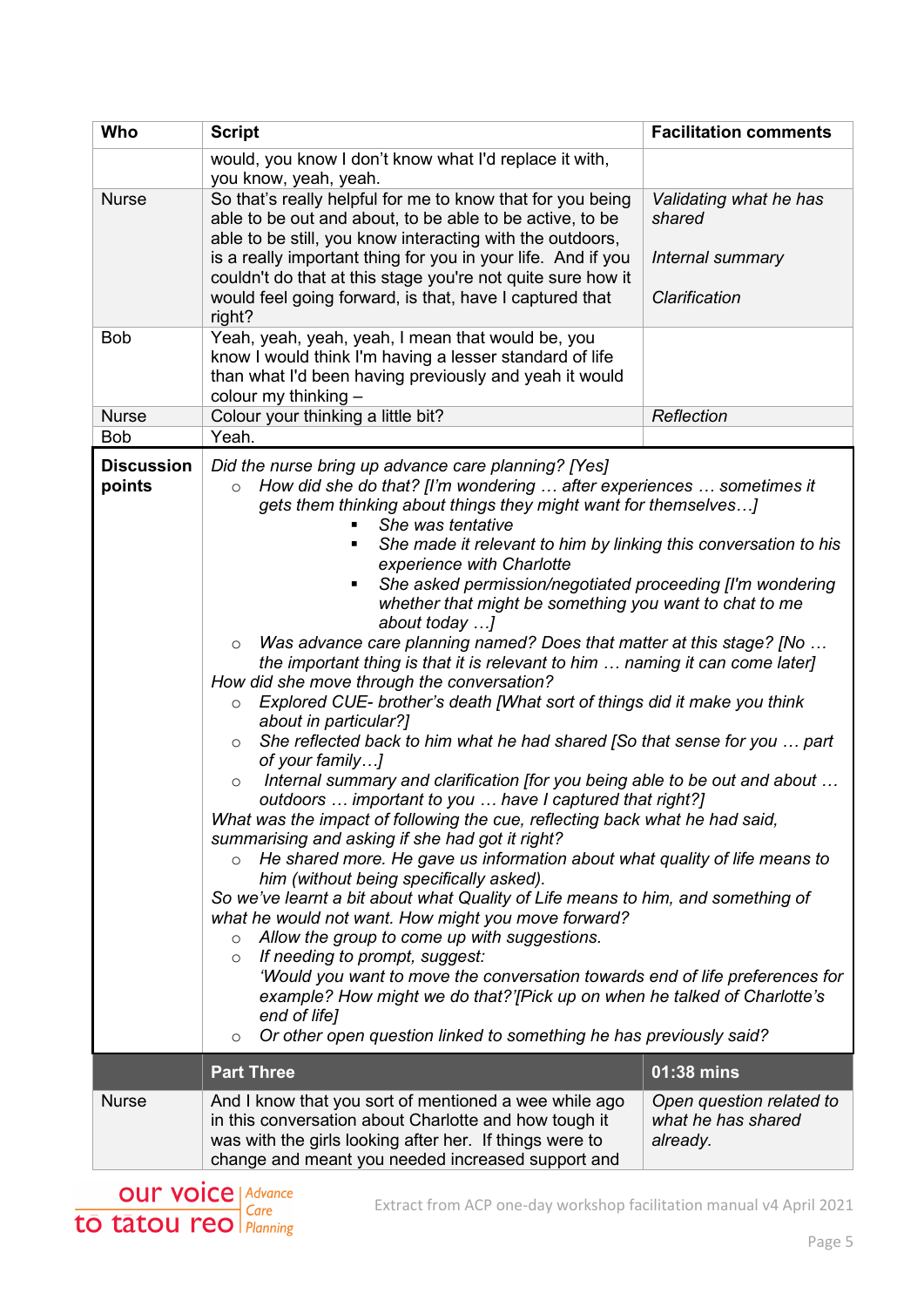| Who | Script | Facilitation comments |
|---|---|---|
| | would, you know I don't know what I'd replace it with, you know, yeah, yeah. | |
| Nurse | So that's really helpful for me to know that for you being able to be out and about, to be able to be active, to be able to be still, you know interacting with the outdoors, is a really important thing for you in your life. And if you couldn't do that at this stage you're not quite sure how it would feel going forward, is that, have I captured that right? | *Validating what he has shared*<br><br>*Internal summary*<br><br>*Clarification* |
| Bob | Yeah, yeah, yeah, yeah, I mean that would be, you know I would think I'm having a lesser standard of life than what I'd been having previously and yeah it would colour my thinking – | |
| Nurse | Colour your thinking a little bit? | *Reflection* |
| Bob | Yeah. | |
| **Discussion points** | *Did the nurse bring up advance care planning? [Yes]*<br>○ *How did she do that? [I'm wondering … after experiences … sometimes it gets them thinking about things they might want for themselves…]*<br>  ▪ *She was tentative*<br>  ▪ *She made it relevant to him by linking this conversation to his experience with Charlotte*<br>  ▪ *She asked permission/negotiated proceeding [I'm wondering whether that might be something you want to chat to me about today …]*<br>○ *Was advance care planning named? Does that matter at this stage? [No … the important thing is that it is relevant to him … naming it can come later]*<br>*How did she move through the conversation?*<br>○ *Explored CUE- brother's death [What sort of things did it make you think about in particular?]*<br>○ *She reflected back to him what he had shared [So that sense for you … part of your family…]*<br>○ *Internal summary and clarification [for you being able to be out and about … outdoors … important to you … have I captured that right?]*<br>*What was the impact of following the cue, reflecting back what he had said, summarising and asking if she had got it right?*<br>○ *He shared more. He gave us information about what quality of life means to him (without being specifically asked).*<br>*So we've learnt a bit about what Quality of Life means to him, and something of what he would not want. How might you move forward?*<br>○ *Allow the group to come up with suggestions.*<br>○ *If needing to prompt, suggest:*<br>*'Would you want to move the conversation towards end of life preferences for example? How might we do that?'[Pick up on when he talked of Charlotte's end of life]*<br>○ *Or other open question linked to something he has previously said?* | |
| | **Part Three** | **01:38 mins** |
| Nurse | And I know that you sort of mentioned a wee while ago in this conversation about Charlotte and how tough it was with the girls looking after her. If things were to change and meant you needed increased support and | *Open question related to what he has shared already.* |

Extract from ACP one-day workshop facilitation manual v4 April 2021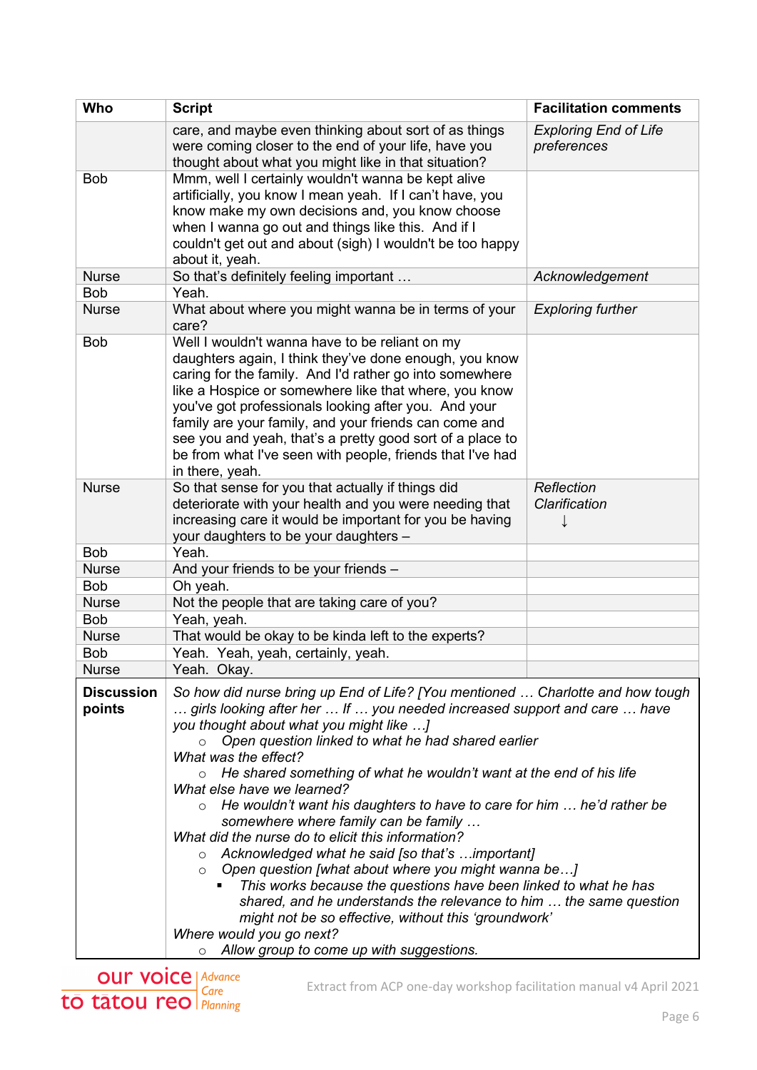| Who | Script | Facilitation comments |
|---|---|---|
| | care, and maybe even thinking about sort of as things were coming closer to the end of your life, have you thought about what you might like in that situation? | *Exploring End of Life preferences* |
| Bob | Mmm, well I certainly wouldn't wanna be kept alive artificially, you know I mean yeah. If I can't have, you know make my own decisions and, you know choose when I wanna go out and things like this. And if I couldn't get out and about (sigh) I wouldn't be too happy about it, yeah. | |
| Nurse | So that's definitely feeling important … | *Acknowledgement* |
| Bob | Yeah. | |
| Nurse | What about where you might wanna be in terms of your care? | *Exploring further* |
| Bob | Well I wouldn't wanna have to be reliant on my daughters again, I think they've done enough, you know caring for the family. And I'd rather go into somewhere like a Hospice or somewhere like that where, you know you've got professionals looking after you. And your family are your family, and your friends can come and see you and yeah, that's a pretty good sort of a place to be from what I've seen with people, friends that I've had in there, yeah. | |
| Nurse | So that sense for you that actually if things did deteriorate with your health and you were needing that increasing care it would be important for you be having your daughters to be your daughters – | *Reflection Clarification* ↓ |
| Bob | Yeah. | |
| Nurse | And your friends to be your friends – | |
| Bob | Oh yeah. | |
| Nurse | Not the people that are taking care of you? | |
| Bob | Yeah, yeah. | |
| Nurse | That would be okay to be kinda left to the experts? | |
| Bob | Yeah. Yeah, yeah, certainly, yeah. | |
| Nurse | Yeah. Okay. | |

**Discussion points**

*So how did nurse bring up End of Life? [You mentioned … Charlotte and how tough … girls looking after her … If … you needed increased support and care … have you thought about what you might like …]*

- *Open question linked to what he had shared earlier*

*What was the effect?*

- *He shared something of what he wouldn't want at the end of his life*

*What else have we learned?*

- *He wouldn't want his daughters to have to care for him … he'd rather be somewhere where family can be family …*

*What did the nurse do to elicit this information?*

- *Acknowledged what he said [so that's …important]*
- *Open question [what about where you might wanna be…]*
  - *This works because the questions have been linked to what he has shared, and he understands the relevance to him … the same question might not be so effective, without this 'groundwork'*

*Where would you go next?*

- *Allow group to come up with suggestions.*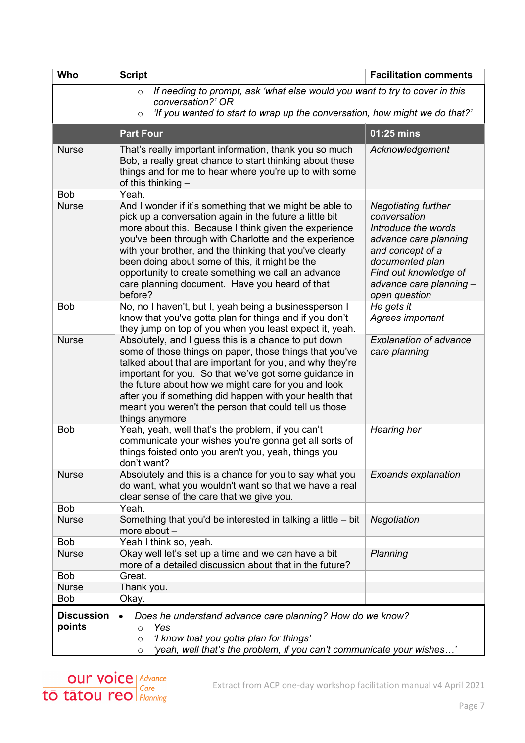| Who | Script | Facilitation comments |
|---|---|---|
| | ○ *If needing to prompt, ask 'what else would you want to try to cover in this conversation?' OR*<br>○ *'If you wanted to start to wrap up the conversation, how might we do that?'* | |
| | **Part Four** | **01:25 mins** |
| Nurse | That's really important information, thank you so much Bob, a really great chance to start thinking about these things and for me to hear where you're up to with some of this thinking – | *Acknowledgement* |
| Bob | Yeah. | |
| Nurse | And I wonder if it's something that we might be able to pick up a conversation again in the future a little bit more about this. Because I think given the experience you've been through with Charlotte and the experience with your brother, and the thinking that you've clearly been doing about some of this, it might be the opportunity to create something we call an advance care planning document. Have you heard of that before? | *Negotiating further conversation*<br>*Introduce the words advance care planning and concept of a documented plan*<br>*Find out knowledge of advance care planning – open question* |
| Bob | No, no I haven't, but I, yeah being a businessperson I know that you've gotta plan for things and if you don't they jump on top of you when you least expect it, yeah. | *He gets it*<br>*Agrees important* |
| Nurse | Absolutely, and I guess this is a chance to put down some of those things on paper, those things that you've talked about that are important for you, and why they're important for you. So that we've got some guidance in the future about how we might care for you and look after you if something did happen with your health that meant you weren't the person that could tell us those things anymore | *Explanation of advance care planning* |
| Bob | Yeah, yeah, well that's the problem, if you can't communicate your wishes you're gonna get all sorts of things foisted onto you aren't you, yeah, things you don't want? | *Hearing her* |
| Nurse | Absolutely and this is a chance for you to say what you do want, what you wouldn't want so that we have a real clear sense of the care that we give you. | *Expands explanation* |
| Bob | Yeah. | |
| Nurse | Something that you'd be interested in talking a little – bit more about – | *Negotiation* |
| Bob | Yeah I think so, yeah. | |
| Nurse | Okay well let's set up a time and we can have a bit more of a detailed discussion about that in the future? | *Planning* |
| Bob | Great. | |
| Nurse | Thank you. | |
| Bob | Okay. | |
| **Discussion points** | • *Does he understand advance care planning? How do we know?*<br>○ *Yes*<br>○ *'I know that you gotta plan for things'*<br>○ *'yeah, well that's the problem, if you can't communicate your wishes…'* | |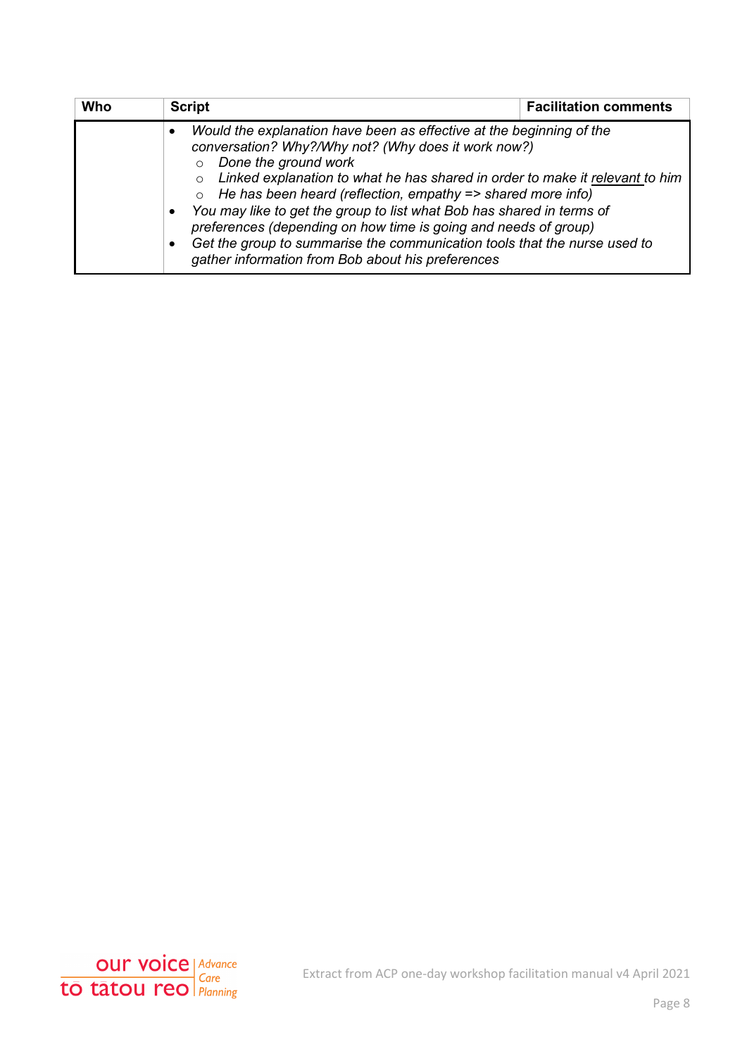| Who | Script | Facilitation comments |
|---|---|---|
| | • *Would the explanation have been as effective at the beginning of the conversation? Why?/Why not? (Why does it work now?)*<br>  ○ *Done the ground work*<br>  ○ *Linked explanation to what he has shared in order to make it relevant to him*<br>  ○ *He has been heard (reflection, empathy => shared more info)*<br>• *You may like to get the group to list what Bob has shared in terms of preferences (depending on how time is going and needs of group)*<br>• *Get the group to summarise the communication tools that the nurse used to gather information from Bob about his preferences* | |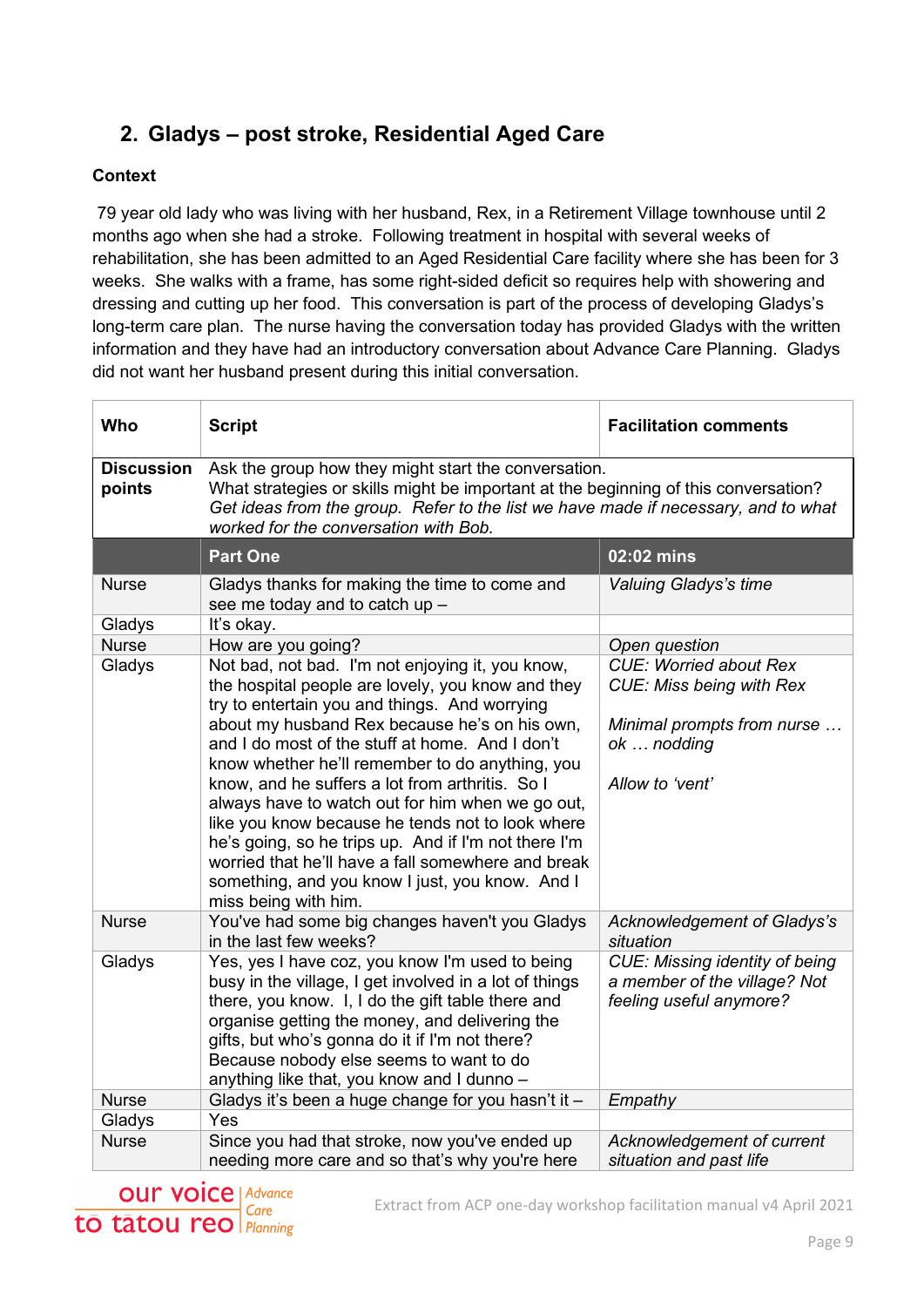## 2. Gladys – post stroke, Residential Aged Care

**Context**

79 year old lady who was living with her husband, Rex, in a Retirement Village townhouse until 2 months ago when she had a stroke. Following treatment in hospital with several weeks of rehabilitation, she has been admitted to an Aged Residential Care facility where she has been for 3 weeks. She walks with a frame, has some right-sided deficit so requires help with showering and dressing and cutting up her food. This conversation is part of the process of developing Gladys's long-term care plan. The nurse having the conversation today has provided Gladys with the written information and they have had an introductory conversation about Advance Care Planning. Gladys did not want her husband present during this initial conversation.

| Who | Script | Facilitation comments |
|---|---|---|
| **Discussion points** | Ask the group how they might start the conversation.<br>What strategies or skills might be important at the beginning of this conversation?<br>*Get ideas from the group. Refer to the list we have made if necessary, and to what worked for the conversation with Bob.* | |
| | **Part One** | **02:02 mins** |
| Nurse | Gladys thanks for making the time to come and see me today and to catch up – | *Valuing Gladys's time* |
| Gladys | It's okay. | |
| Nurse | How are you going? | *Open question* |
| Gladys | Not bad, not bad. I'm not enjoying it, you know, the hospital people are lovely, you know and they try to entertain you and things. And worrying about my husband Rex because he's on his own, and I do most of the stuff at home. And I don't know whether he'll remember to do anything, you know, and he suffers a lot from arthritis. So I always have to watch out for him when we go out, like you know because he tends not to look where he's going, so he trips up. And if I'm not there I'm worried that he'll have a fall somewhere and break something, and you know I just, you know. And I miss being with him. | *CUE: Worried about Rex*<br>*CUE: Miss being with Rex*<br><br>*Minimal prompts from nurse … ok … nodding*<br><br>*Allow to 'vent'* |
| Nurse | You've had some big changes haven't you Gladys in the last few weeks? | *Acknowledgement of Gladys's situation* |
| Gladys | Yes, yes I have coz, you know I'm used to being busy in the village, I get involved in a lot of things there, you know. I, I do the gift table there and organise getting the money, and delivering the gifts, but who's gonna do it if I'm not there? Because nobody else seems to want to do anything like that, you know and I dunno – | *CUE: Missing identity of being a member of the village? Not feeling useful anymore?* |
| Nurse | Gladys it's been a huge change for you hasn't it – | *Empathy* |
| Gladys | Yes | |
| Nurse | Since you had that stroke, now you've ended up needing more care and so that's why you're here | *Acknowledgement of current situation and past life* |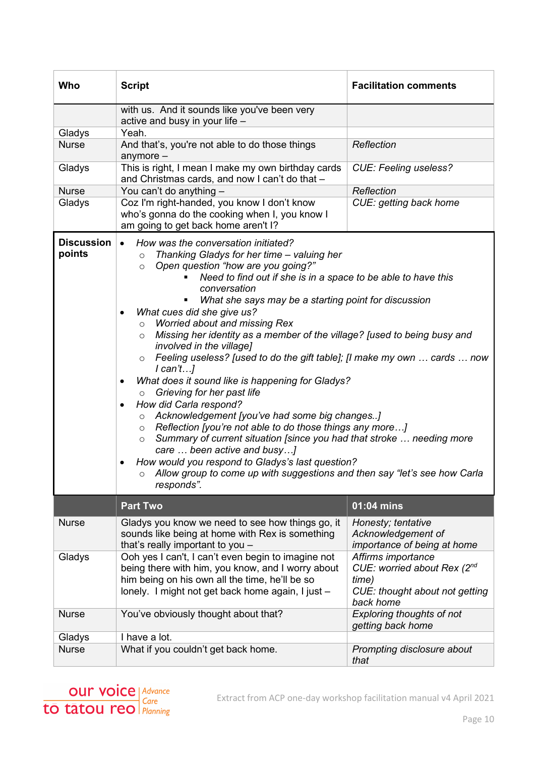| Who | Script | Facilitation comments |
|---|---|---|
| | with us. And it sounds like you've been very active and busy in your life – | |
| Gladys | Yeah. | |
| Nurse | And that's, you're not able to do those things anymore – | *Reflection* |
| Gladys | This is right, I mean I make my own birthday cards and Christmas cards, and now I can't do that – | *CUE: Feeling useless?* |
| Nurse | You can't do anything – | *Reflection* |
| Gladys | Coz I'm right-handed, you know I don't know who's gonna do the cooking when I, you know I am going to get back home aren't I? | *CUE: getting back home* |

**Discussion points**

- *How was the conversation initiated?*
  - *Thanking Gladys for her time – valuing her*
  - *Open question "how are you going?"*
    - *Need to find out if she is in a space to be able to have this conversation*
    - *What she says may be a starting point for discussion*
- *What cues did she give us?*
  - *Worried about and missing Rex*
  - *Missing her identity as a member of the village? [used to being busy and involved in the village]*
  - *Feeling useless? [used to do the gift table]; [I make my own … cards … now I can't…]*
- *What does it sound like is happening for Gladys?*
  - *Grieving for her past life*
- *How did Carla respond?*
  - *Acknowledgement [you've had some big changes..]*
  - *Reflection [you're not able to do those things any more…]*
  - *Summary of current situation [since you had that stroke … needing more care … been active and busy…]*
- *How would you respond to Gladys's last question?*
  - *Allow group to come up with suggestions and then say "let's see how Carla responds".*

| | **Part Two** | **01:04 mins** |
|---|---|---|
| Nurse | Gladys you know we need to see how things go, it sounds like being at home with Rex is something that's really important to you – | *Honesty; tentative* *Acknowledgement of importance of being at home* |
| Gladys | Ooh yes I can't, I can't even begin to imagine not being there with him, you know, and I worry about him being on his own all the time, he'll be so lonely. I might not get back home again, I just – | *Affirms importance* *CUE: worried about Rex (2nd time)* *CUE: thought about not getting back home* |
| Nurse | You've obviously thought about that? | *Exploring thoughts of not getting back home* |
| Gladys | I have a lot. | |
| Nurse | What if you couldn't get back home. | *Prompting disclosure about that* |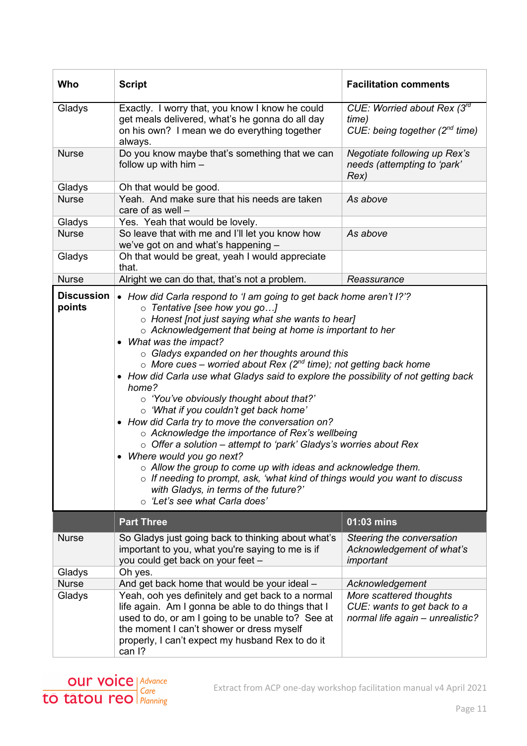| Who | Script | Facilitation comments |
|---|---|---|
| Gladys | Exactly. I worry that, you know I know he could get meals delivered, what's he gonna do all day on his own? I mean we do everything together always. | *CUE: Worried about Rex (3rd time)*<br>*CUE: being together (2nd time)* |
| Nurse | Do you know maybe that's something that we can follow up with him – | *Negotiate following up Rex's needs (attempting to 'park' Rex)* |
| Gladys | Oh that would be good. | |
| Nurse | Yeah. And make sure that his needs are taken care of as well – | *As above* |
| Gladys | Yes. Yeah that would be lovely. | |
| Nurse | So leave that with me and I'll let you know how we've got on and what's happening – | *As above* |
| Gladys | Oh that would be great, yeah I would appreciate that. | |
| Nurse | Alright we can do that, that's not a problem. | *Reassurance* |
| **Discussion points** | • *How did Carla respond to 'I am going to get back home aren't I?'?*<br>  ○ *Tentative [see how you go…]*<br>  ○ *Honest [not just saying what she wants to hear]*<br>  ○ *Acknowledgement that being at home is important to her*<br>• *What was the impact?*<br>  ○ *Gladys expanded on her thoughts around this*<br>  ○ *More cues – worried about Rex (2nd time); not getting back home*<br>• *How did Carla use what Gladys said to explore the possibility of not getting back home?*<br>  ○ *'You've obviously thought about that?'*<br>  ○ *'What if you couldn't get back home'*<br>• *How did Carla try to move the conversation on?*<br>  ○ *Acknowledge the importance of Rex's wellbeing*<br>  ○ *Offer a solution – attempt to 'park' Gladys's worries about Rex*<br>• *Where would you go next?*<br>  ○ *Allow the group to come up with ideas and acknowledge them.*<br>  ○ *If needing to prompt, ask, 'what kind of things would you want to discuss with Gladys, in terms of the future?'*<br>  ○ *'Let's see what Carla does'* | |
| | **Part Three** | **01:03 mins** |
| Nurse | So Gladys just going back to thinking about what's important to you, what you're saying to me is if you could get back on your feet – | *Steering the conversation*<br>*Acknowledgement of what's important* |
| Gladys | Oh yes. | |
| Nurse | And get back home that would be your ideal – | *Acknowledgement* |
| Gladys | Yeah, ooh yes definitely and get back to a normal life again. Am I gonna be able to do things that I used to do, or am I going to be unable to? See at the moment I can't shower or dress myself properly, I can't expect my husband Rex to do it can I? | *More scattered thoughts*<br>*CUE: wants to get back to a normal life again – unrealistic?* |

Extract from ACP one-day workshop facilitation manual v4 April 2021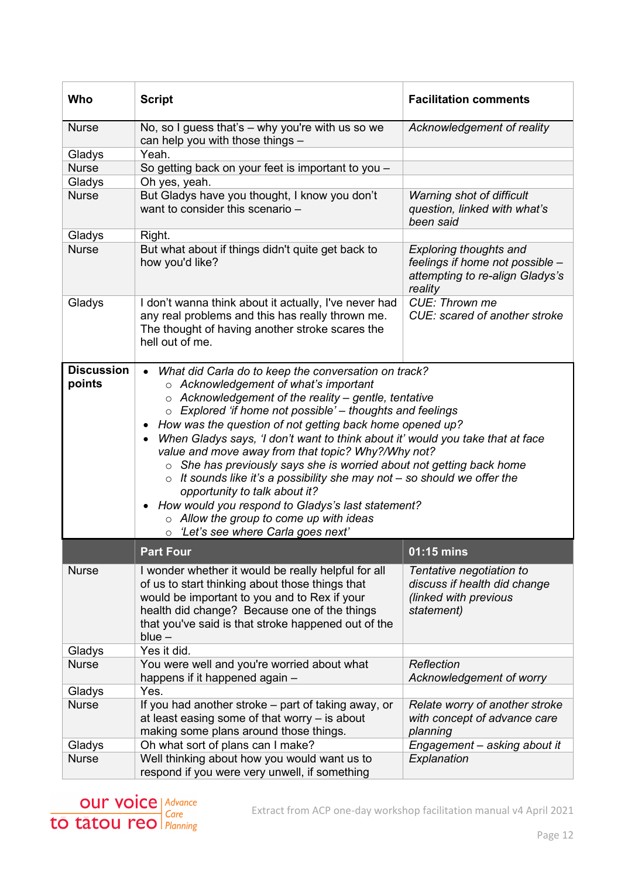| Who | Script | Facilitation comments |
|---|---|---|
| Nurse | No, so I guess that's – why you're with us so we can help you with those things – | *Acknowledgement of reality* |
| Gladys | Yeah. | |
| Nurse | So getting back on your feet is important to you – | |
| Gladys | Oh yes, yeah. | |
| Nurse | But Gladys have you thought, I know you don't want to consider this scenario – | *Warning shot of difficult question, linked with what's been said* |
| Gladys | Right. | |
| Nurse | But what about if things didn't quite get back to how you'd like? | *Exploring thoughts and feelings if home not possible – attempting to re-align Gladys's reality* |
| Gladys | I don't wanna think about it actually, I've never had any real problems and this has really thrown me. The thought of having another stroke scares the hell out of me. | *CUE: Thrown me*<br>*CUE: scared of another stroke* |
| **Discussion points** | • *What did Carla do to keep the conversation on track?*<br>　○ *Acknowledgement of what's important*<br>　○ *Acknowledgement of the reality – gentle, tentative*<br>　○ *Explored 'if home not possible' – thoughts and feelings*<br>• *How was the question of not getting back home opened up?*<br>• *When Gladys says, 'I don't want to think about it' would you take that at face value and move away from that topic? Why?/Why not?*<br>　○ *She has previously says she is worried about not getting back home*<br>　○ *It sounds like it's a possibility she may not – so should we offer the opportunity to talk about it?*<br>• *How would you respond to Gladys's last statement?*<br>　○ *Allow the group to come up with ideas*<br>　○ *'Let's see where Carla goes next'* | |
| | **Part Four** | **01:15 mins** |
| Nurse | I wonder whether it would be really helpful for all of us to start thinking about those things that would be important to you and to Rex if your health did change? Because one of the things that you've said is that stroke happened out of the blue – | *Tentative negotiation to discuss if health did change (linked with previous statement)* |
| Gladys | Yes it did. | |
| Nurse | You were well and you're worried about what happens if it happened again – | *Reflection*<br>*Acknowledgement of worry* |
| Gladys | Yes. | |
| Nurse | If you had another stroke – part of taking away, or at least easing some of that worry – is about making some plans around those things. | *Relate worry of another stroke with concept of advance care planning* |
| Gladys | Oh what sort of plans can I make? | *Engagement – asking about it* |
| Nurse | Well thinking about how you would want us to respond if you were very unwell, if something | *Explanation* |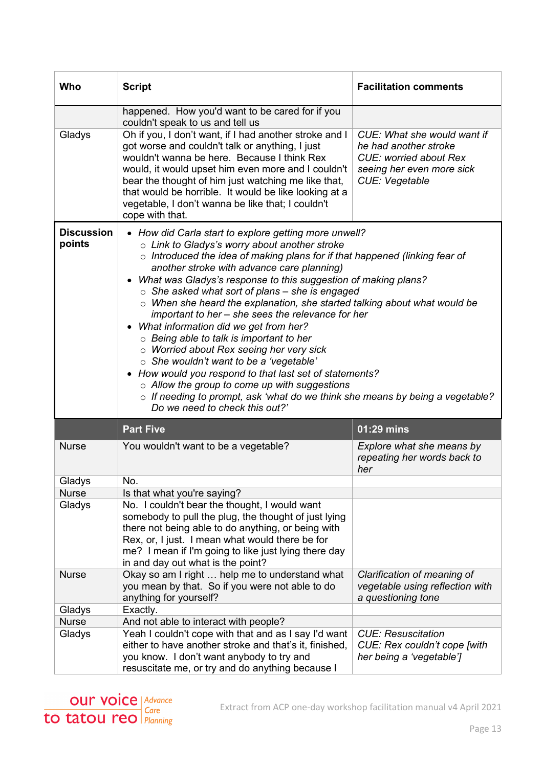| Who | Script | Facilitation comments |
|---|---|---|
| | happened. How you'd want to be cared for if you couldn't speak to us and tell us | |
| Gladys | Oh if you, I don't want, if I had another stroke and I got worse and couldn't talk or anything, I just wouldn't wanna be here. Because I think Rex would, it would upset him even more and I couldn't bear the thought of him just watching me like that, that would be horrible. It would be like looking at a vegetable, I don't wanna be like that; I couldn't cope with that. | *CUE: What she would want if he had another stroke*<br>*CUE: worried about Rex seeing her even more sick*<br>*CUE: Vegetable* |
| **Discussion points** | • *How did Carla start to explore getting more unwell?*<br>&nbsp;&nbsp;○ *Link to Gladys's worry about another stroke*<br>&nbsp;&nbsp;○ *Introduced the idea of making plans for if that happened (linking fear of another stroke with advance care planning)*<br>• *What was Gladys's response to this suggestion of making plans?*<br>&nbsp;&nbsp;○ *She asked what sort of plans – she is engaged*<br>&nbsp;&nbsp;○ *When she heard the explanation, she started talking about what would be important to her – she sees the relevance for her*<br>• *What information did we get from her?*<br>&nbsp;&nbsp;○ *Being able to talk is important to her*<br>&nbsp;&nbsp;○ *Worried about Rex seeing her very sick*<br>&nbsp;&nbsp;○ *She wouldn't want to be a 'vegetable'*<br>• *How would you respond to that last set of statements?*<br>&nbsp;&nbsp;○ *Allow the group to come up with suggestions*<br>&nbsp;&nbsp;○ *If needing to prompt, ask 'what do we think she means by being a vegetable? Do we need to check this out?'* | |
| | **Part Five** | **01:29 mins** |
| Nurse | You wouldn't want to be a vegetable? | *Explore what she means by repeating her words back to her* |
| Gladys | No. | |
| Nurse | Is that what you're saying? | |
| Gladys | No. I couldn't bear the thought, I would want somebody to pull the plug, the thought of just lying there not being able to do anything, or being with Rex, or, I just. I mean what would there be for me? I mean if I'm going to like just lying there day in and day out what is the point? | |
| Nurse | Okay so am I right … help me to understand what you mean by that. So if you were not able to do anything for yourself? | *Clarification of meaning of vegetable using reflection with a questioning tone* |
| Gladys | Exactly. | |
| Nurse | And not able to interact with people? | |
| Gladys | Yeah I couldn't cope with that and as I say I'd want either to have another stroke and that's it, finished, you know. I don't want anybody to try and resuscitate me, or try and do anything because I | *CUE: Resuscitation*<br>*CUE: Rex couldn't cope [with her being a 'vegetable']* |

our voice to tātou reo | Advance Care Planning

Extract from ACP one-day workshop facilitation manual v4 April 2021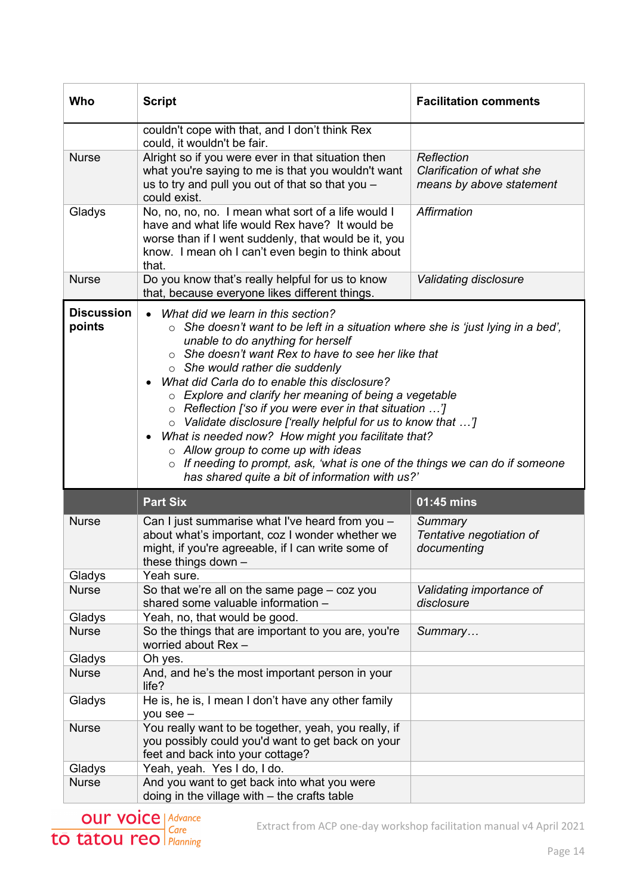| Who | Script | Facilitation comments |
|---|---|---|
| | couldn't cope with that, and I don't think Rex could, it wouldn't be fair. | |
| Nurse | Alright so if you were ever in that situation then what you're saying to me is that you wouldn't want us to try and pull you out of that so that you – could exist. | *Reflection*<br>*Clarification of what she means by above statement* |
| Gladys | No, no, no, no. I mean what sort of a life would I have and what life would Rex have? It would be worse than if I went suddenly, that would be it, you know. I mean oh I can't even begin to think about that. | *Affirmation* |
| Nurse | Do you know that's really helpful for us to know that, because everyone likes different things. | *Validating disclosure* |
| **Discussion points** | • *What did we learn in this section?*<br>  ○ *She doesn't want to be left in a situation where she is 'just lying in a bed', unable to do anything for herself*<br>  ○ *She doesn't want Rex to have to see her like that*<br>  ○ *She would rather die suddenly*<br>• *What did Carla do to enable this disclosure?*<br>  ○ *Explore and clarify her meaning of being a vegetable*<br>  ○ *Reflection ['so if you were ever in that situation …']*<br>  ○ *Validate disclosure ['really helpful for us to know that …']*<br>• *What is needed now? How might you facilitate that?*<br>  ○ *Allow group to come up with ideas*<br>  ○ *If needing to prompt, ask, 'what is one of the things we can do if someone has shared quite a bit of information with us?'* | |
| | **Part Six** | **01:45 mins** |
| Nurse | Can I just summarise what I've heard from you – about what's important, coz I wonder whether we might, if you're agreeable, if I can write some of these things down – | *Summary*<br>*Tentative negotiation of documenting* |
| Gladys | Yeah sure. | |
| Nurse | So that we're all on the same page – coz you shared some valuable information – | *Validating importance of disclosure* |
| Gladys | Yeah, no, that would be good. | |
| Nurse | So the things that are important to you are, you're worried about Rex – | *Summary…* |
| Gladys | Oh yes. | |
| Nurse | And, and he's the most important person in your life? | |
| Gladys | He is, he is, I mean I don't have any other family you see – | |
| Nurse | You really want to be together, yeah, you really, if you possibly could you'd want to get back on your feet and back into your cottage? | |
| Gladys | Yeah, yeah. Yes I do, I do. | |
| Nurse | And you want to get back into what you were doing in the village with – the crafts table | |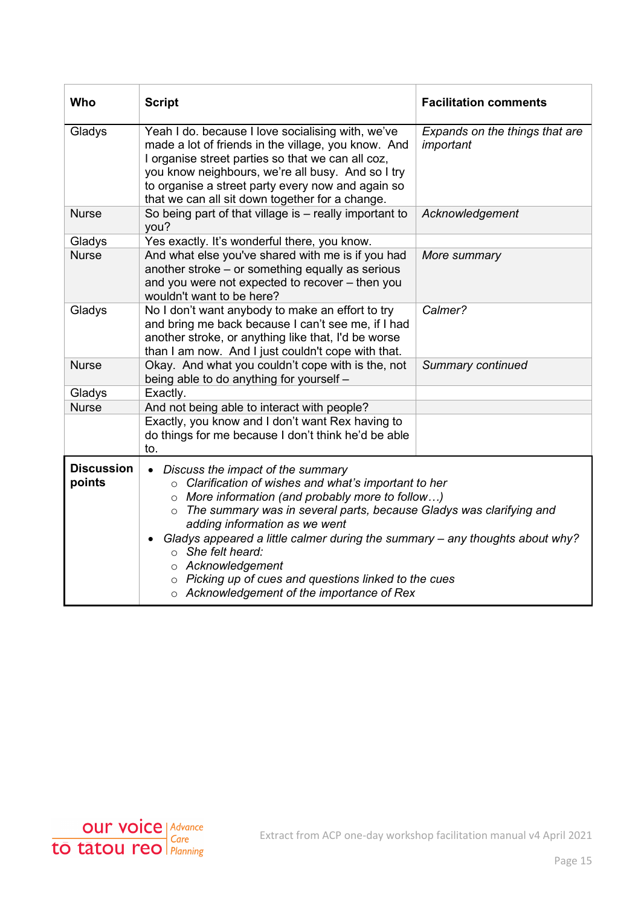| Who | Script | Facilitation comments |
|---|---|---|
| Gladys | Yeah I do. because I love socialising with, we've made a lot of friends in the village, you know. And I organise street parties so that we can all coz, you know neighbours, we're all busy. And so I try to organise a street party every now and again so that we can all sit down together for a change. | *Expands on the things that are important* |
| Nurse | So being part of that village is – really important to you? | *Acknowledgement* |
| Gladys | Yes exactly. It's wonderful there, you know. | |
| Nurse | And what else you've shared with me is if you had another stroke – or something equally as serious and you were not expected to recover – then you wouldn't want to be here? | *More summary* |
| Gladys | No I don't want anybody to make an effort to try and bring me back because I can't see me, if I had another stroke, or anything like that, I'd be worse than I am now. And I just couldn't cope with that. | *Calmer?* |
| Nurse | Okay. And what you couldn't cope with is the, not being able to do anything for yourself – | *Summary continued* |
| Gladys | Exactly. | |
| Nurse | And not being able to interact with people? | |
| | Exactly, you know and I don't want Rex having to do things for me because I don't think he'd be able to. | |
| **Discussion points** | • *Discuss the impact of the summary*<br>  ○ *Clarification of wishes and what's important to her*<br>  ○ *More information (and probably more to follow…)*<br>  ○ *The summary was in several parts, because Gladys was clarifying and adding information as we went*<br>• *Gladys appeared a little calmer during the summary – any thoughts about why?*<br>  ○ *She felt heard:*<br>  ○ *Acknowledgement*<br>  ○ *Picking up of cues and questions linked to the cues*<br>  ○ *Acknowledgement of the importance of Rex* | |

our voice to tātou reo | Advance Care Planning

Extract from ACP one-day workshop facilitation manual v4 April 2021